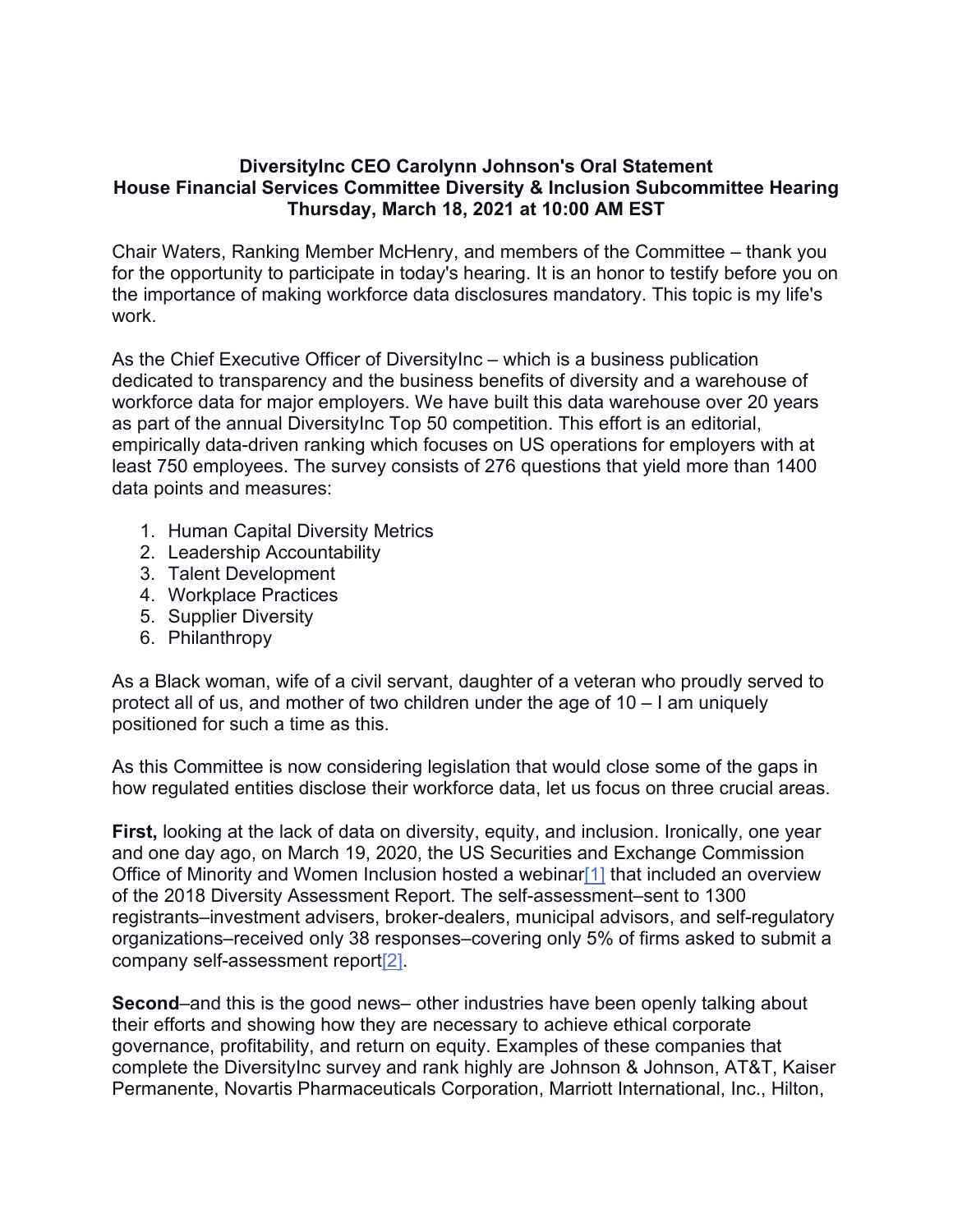**DiversityInc CEO Carolynn Johnson's Oral Statement**
**House Financial Services Committee Diversity & Inclusion Subcommittee Hearing**
**Thursday, March 18, 2021 at 10:00 AM EST**

Chair Waters, Ranking Member McHenry, and members of the Committee – thank you for the opportunity to participate in today's hearing. It is an honor to testify before you on the importance of making workforce data disclosures mandatory. This topic is my life's work.

As the Chief Executive Officer of DiversityInc – which is a business publication dedicated to transparency and the business benefits of diversity and a warehouse of workforce data for major employers. We have built this data warehouse over 20 years as part of the annual DiversityInc Top 50 competition. This effort is an editorial, empirically data-driven ranking which focuses on US operations for employers with at least 750 employees. The survey consists of 276 questions that yield more than 1400 data points and measures:

1. Human Capital Diversity Metrics
2. Leadership Accountability
3. Talent Development
4. Workplace Practices
5. Supplier Diversity
6. Philanthropy

As a Black woman, wife of a civil servant, daughter of a veteran who proudly served to protect all of us, and mother of two children under the age of 10 – I am uniquely positioned for such a time as this.

As this Committee is now considering legislation that would close some of the gaps in how regulated entities disclose their workforce data, let us focus on three crucial areas.

**First,** looking at the lack of data on diversity, equity, and inclusion. Ironically, one year and one day ago, on March 19, 2020, the US Securities and Exchange Commission Office of Minority and Women Inclusion hosted a webinar[1] that included an overview of the 2018 Diversity Assessment Report. The self-assessment–sent to 1300 registrants–investment advisers, broker-dealers, municipal advisors, and self-regulatory organizations–received only 38 responses–covering only 5% of firms asked to submit a company self-assessment report[2].

**Second**–and this is the good news– other industries have been openly talking about their efforts and showing how they are necessary to achieve ethical corporate governance, profitability, and return on equity. Examples of these companies that complete the DiversityInc survey and rank highly are Johnson & Johnson, AT&T, Kaiser Permanente, Novartis Pharmaceuticals Corporation, Marriott International, Inc., Hilton,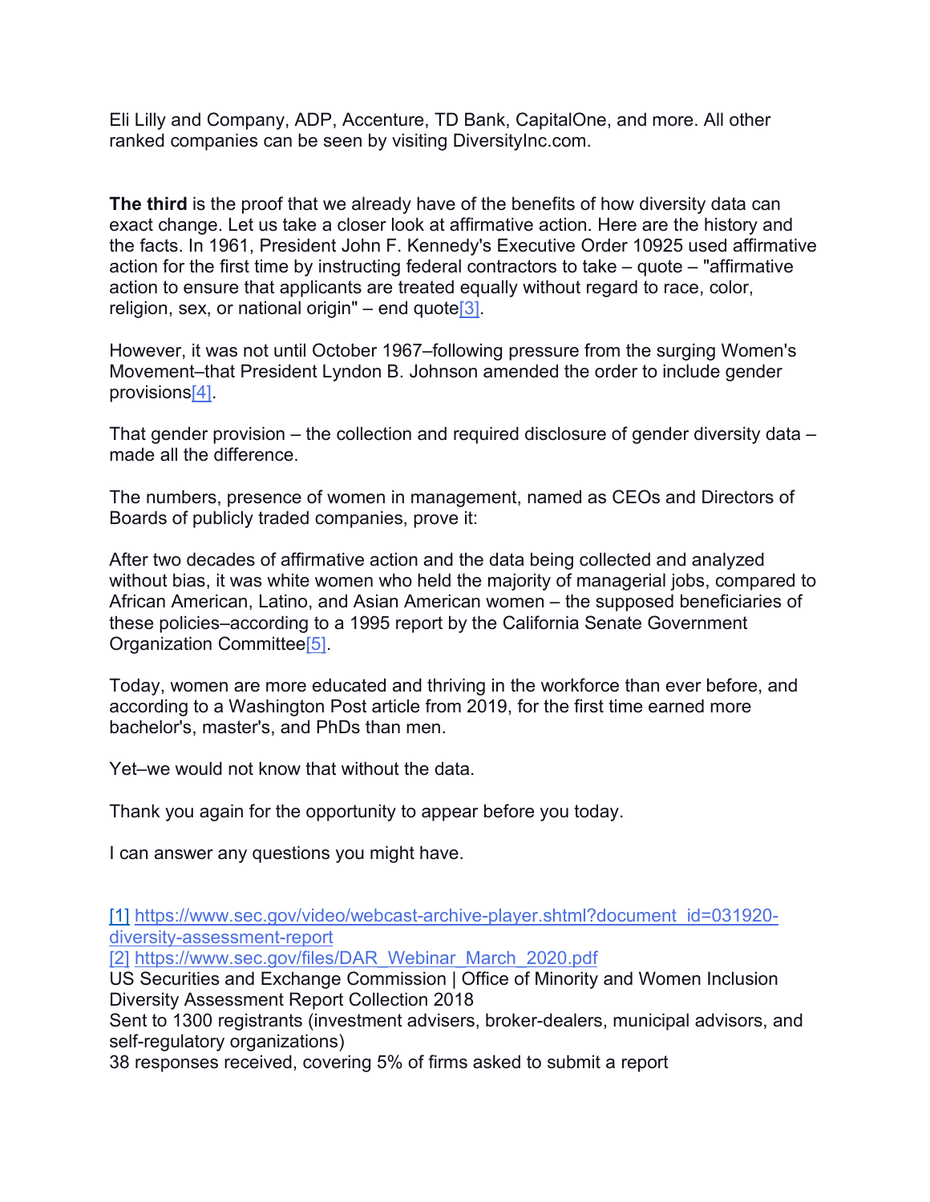Eli Lilly and Company, ADP, Accenture, TD Bank, CapitalOne, and more. All other ranked companies can be seen by visiting DiversityInc.com.

**The third** is the proof that we already have of the benefits of how diversity data can exact change. Let us take a closer look at affirmative action. Here are the history and the facts. In 1961, President John F. Kennedy's Executive Order 10925 used affirmative action for the first time by instructing federal contractors to take – quote – "affirmative action to ensure that applicants are treated equally without regard to race, color, religion, sex, or national origin" – end quote[3].

However, it was not until October 1967–following pressure from the surging Women's Movement–that President Lyndon B. Johnson amended the order to include gender provisions[4].

That gender provision – the collection and required disclosure of gender diversity data – made all the difference.

The numbers, presence of women in management, named as CEOs and Directors of Boards of publicly traded companies, prove it:

After two decades of affirmative action and the data being collected and analyzed without bias, it was white women who held the majority of managerial jobs, compared to African American, Latino, and Asian American women – the supposed beneficiaries of these policies–according to a 1995 report by the California Senate Government Organization Committee[5].

Today, women are more educated and thriving in the workforce than ever before, and according to a Washington Post article from 2019, for the first time earned more bachelor's, master's, and PhDs than men.

Yet–we would not know that without the data.

Thank you again for the opportunity to appear before you today.

I can answer any questions you might have.

[1] https://www.sec.gov/video/webcast-archive-player.shtml?document_id=031920-diversity-assessment-report
[2] https://www.sec.gov/files/DAR_Webinar_March_2020.pdf
US Securities and Exchange Commission | Office of Minority and Women Inclusion
Diversity Assessment Report Collection 2018
Sent to 1300 registrants (investment advisers, broker-dealers, municipal advisors, and self-regulatory organizations)
38 responses received, covering 5% of firms asked to submit a report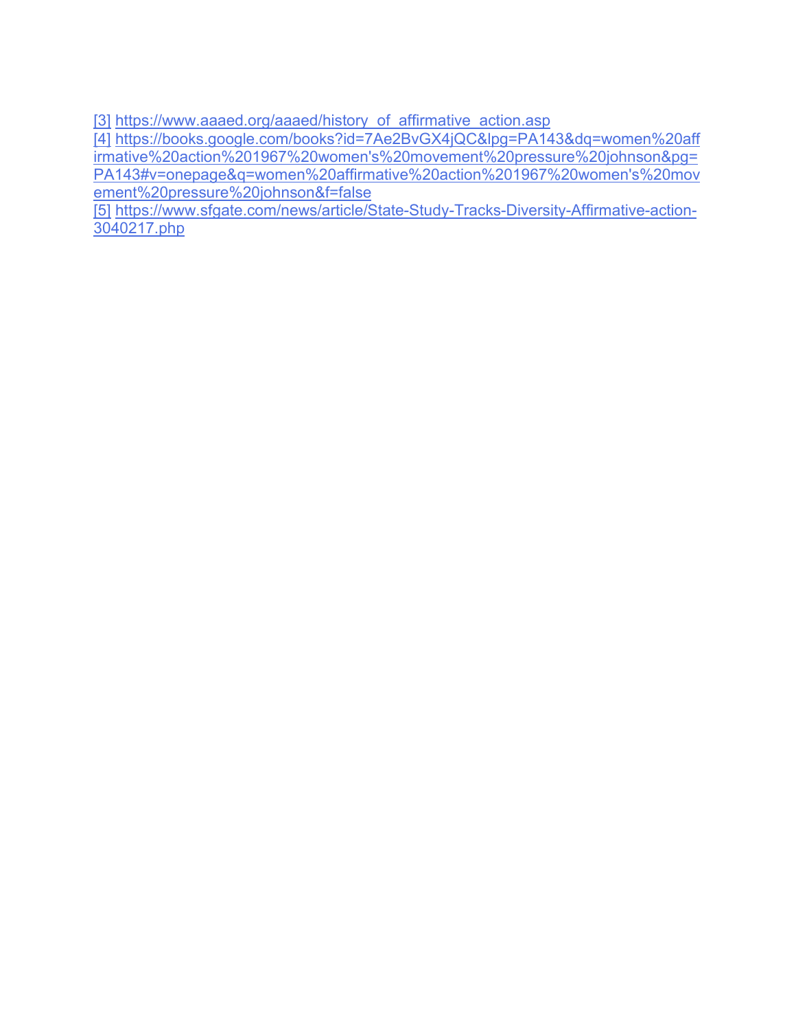[3] https://www.aaaed.org/aaaed/history_of_affirmative_action.asp

[4] https://books.google.com/books?id=7Ae2BvGX4jQC&lpg=PA143&dq=women%20affirmative%20action%201967%20women's%20movement%20pressure%20johnson&pg=PA143#v=onepage&q=women%20affirmative%20action%201967%20women's%20movement%20pressure%20johnson&f=false

[5] https://www.sfgate.com/news/article/State-Study-Tracks-Diversity-Affirmative-action-3040217.php